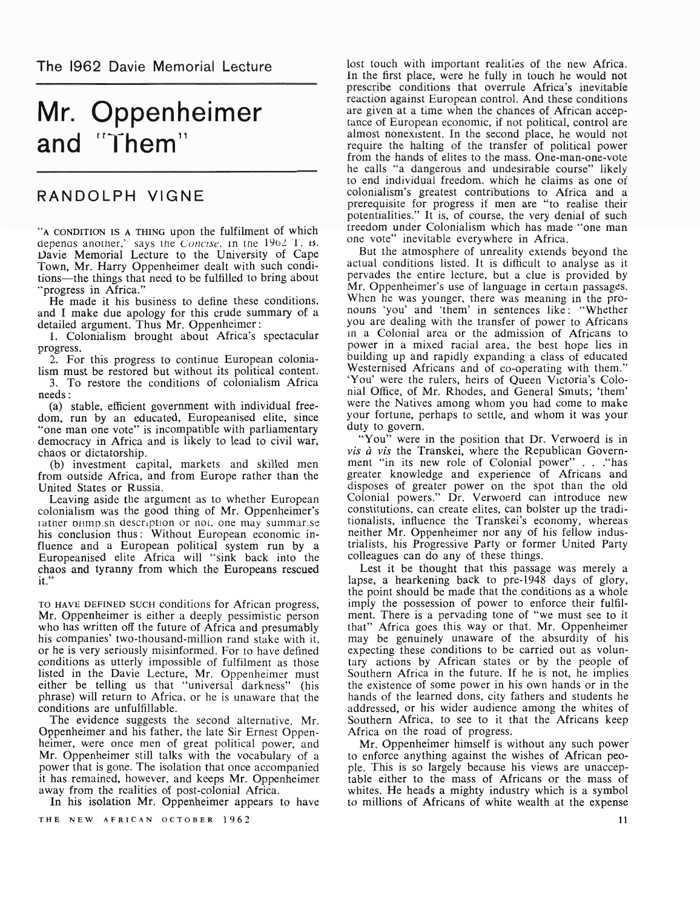The 1962 Davie Memorial Lecture

# Mr. Oppenheimer and "Them"

## RANDOLPH VIGNE

"A CONDITION IS A THING upon the fulfilment of which depends another," says the *Concise*. In the 1962 T. B. Davie Memorial Lecture to the University of Cape Town, Mr. Harry Oppenheimer dealt with such conditions—the things that need to be fulfilled to bring about "progress in Africa."

He made it his business to define these conditions, and I make due apology for this crude summary of a detailed argument. Thus Mr. Oppenheimer:

1. Colonialism brought about Africa's spectacular progress.
2. For this progress to continue European colonialism must be restored but without its political content.
3. To restore the conditions of colonialism Africa needs:

(a) stable, efficient government with individual freedom, run by an educated, Europeanised elite, since "one man one vote" is incompatible with parliamentary democracy in Africa and is likely to lead to civil war, chaos or dictatorship.

(b) investment capital, markets and skilled men from outside Africa, and from Europe rather than the United States or Russia.

Leaving aside the argument as to whether European colonialism was the good thing of Mr. Oppenheimer's rather blimpish description or not, one may summarise his conclusion thus: Without European economic influence and a European political system run by a Europeanised elite Africa will "sink back into the chaos and tyranny from which the Europeans rescued it."

TO HAVE DEFINED SUCH conditions for African progress, Mr. Oppenheimer is either a deeply pessimistic person who has written off the future of Africa and presumably his companies' two-thousand-million rand stake with it, or he is very seriously misinformed. For to have defined conditions as utterly impossible of fulfilment as those listed in the Davie Lecture, Mr. Oppenheimer must either be telling us that "universal darkness" (his phrase) will return to Africa, or he is unaware that the conditions are unfulfillable.

The evidence suggests the second alternative. Mr. Oppenheimer and his father, the late Sir Ernest Oppenheimer, were once men of great political power, and Mr. Oppenheimer still talks with the vocabulary of a power that is gone. The isolation that once accompanied it has remained, however, and keeps Mr. Oppenheimer away from the realities of post-colonial Africa.

In his isolation Mr. Oppenheimer appears to have lost touch with important realities of the new Africa. In the first place, were he fully in touch he would not prescribe conditions that overrule Africa's inevitable reaction against European control. And these conditions are given at a time when the chances of African acceptance of European economic, if not political, control are almost nonexistent. In the second place, he would not require the halting of the transfer of political power from the hands of elites to the mass. One-man-one-vote he calls "a dangerous and undesirable course" likely to end individual freedom, which he claims as one of colonialism's greatest contributions to Africa and a prerequisite for progress if men are "to realise their potentialities." It is, of course, the very denial of such freedom under Colonialism which has made "one man one vote" inevitable everywhere in Africa.

But the atmosphere of unreality extends beyond the actual conditions listed. It is difficult to analyse as it pervades the entire lecture, but a clue is provided by Mr. Oppenheimer's use of language in certain passages. When he was younger, there was meaning in the pronouns 'you' and 'them' in sentences like: "Whether you are dealing with the transfer of power to Africans in a Colonial area or the admission of Africans to power in a mixed racial area, the best hope lies in building up and rapidly expanding a class of educated Westernised Africans and of co-operating with them." 'You' were the rulers, heirs of Queen Victoria's Colonial Office, of Mr. Rhodes, and General Smuts; 'them' were the Natives among whom you had come to make your fortune, perhaps to settle, and whom it was your duty to govern.

"You" were in the position that Dr. Verwoerd is in *vis à vis* the Transkei, where the Republican Government "in its new role of Colonial power" . . ."has greater knowledge and experience of Africans and disposes of greater power on the spot than the old Colonial powers." Dr. Verwoerd can introduce new constitutions, can create elites, can bolster up the traditionalists, influence the Transkei's economy, whereas neither Mr. Oppenheimer nor any of his fellow industrialists, his Progressive Party or former United Party colleagues can do any of these things.

Lest it be thought that this passage was merely a lapse, a hearkening back to pre-1948 days of glory, the point should be made that the conditions as a whole imply the possession of power to enforce their fulfilment. There is a pervading tone of "we must see to it that" Africa goes this way or that. Mr. Oppenheimer may be genuinely unaware of the absurdity of his expecting these conditions to be carried out as voluntary actions by African states or by the people of Southern Africa in the future. If he is not, he implies the existence of some power in his own hands or in the hands of the learned dons, city fathers and students he addressed, or his wider audience among the whites of Southern Africa, to see to it that the Africans keep Africa on the road of progress.

Mr. Oppenheimer himself is without any such power to enforce anything against the wishes of African people. This is so largely because his views are unacceptable either to the mass of Africans or the mass of whites. He heads a mighty industry which is a symbol to millions of Africans of white wealth at the expense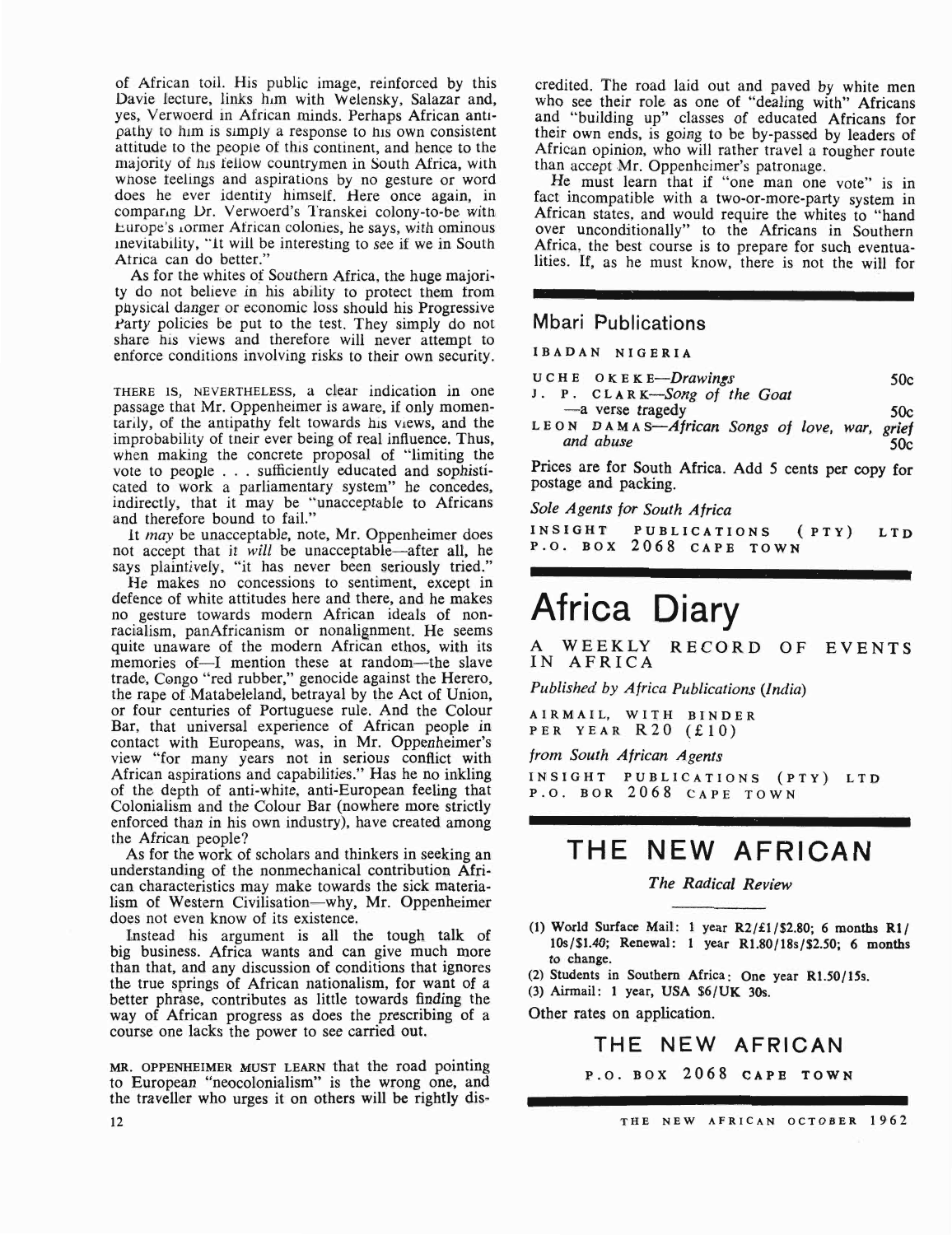of African toil. His public image, reinforced by this Davie lecture, links him with Welensky, Salazar and, yes, Verwoerd in African minds. Perhaps African antipathy to him is simply a response to his own consistent attitude to the people of this continent, and hence to the majority of his fellow countrymen in South Africa, with whose feelings and aspirations by no gesture or word does he ever identify himself. Here once again, in comparing Dr. Verwoerd's Transkei colony-to-be with Europe's former African colonies, he says, with ominous inevitability, "It will be interesting to see if we in South Africa can do better."

As for the whites of Southern Africa, the huge majority do not believe in his ability to protect them from physical danger or economic loss should his Progressive Party policies be put to the test. They simply do not share his views and therefore will never attempt to enforce conditions involving risks to their own security.

THERE IS, NEVERTHELESS, a clear indication in one passage that Mr. Oppenheimer is aware, if only momentarily, of the antipathy felt towards his views, and the improbability of their ever being of real influence. Thus, when making the concrete proposal of "limiting the vote to people . . . sufficiently educated and sophisticated to work a parliamentary system" he concedes, indirectly, that it may be "unacceptable to Africans and therefore bound to fail."

It *may* be unacceptable, note, Mr. Oppenheimer does not accept that it *will* be unacceptable—after all, he says plaintively, "it has never been seriously tried."

He makes no concessions to sentiment, except in defence of white attitudes here and there, and he makes no gesture towards modern African ideals of nonracialism, panAfricanism or nonalignment. He seems quite unaware of the modern African ethos, with its memories of—I mention these at random—the slave trade, Congo "red rubber," genocide against the Herero, the rape of Matabeleland, betrayal by the Act of Union, or four centuries of Portuguese rule. And the Colour Bar, that universal experience of African people in contact with Europeans, was, in Mr. Oppenheimer's view "for many years not in serious conflict with African aspirations and capabilities." Has he no inkling of the depth of anti-white, anti-European feeling that Colonialism and the Colour Bar (nowhere more strictly enforced than in his own industry), have created among the African people?

As for the work of scholars and thinkers in seeking an understanding of the nonmechanical contribution African characteristics may make towards the sick materialism of Western Civilisation—why, Mr. Oppenheimer does not even know of its existence.

Instead his argument is all the tough talk of big business. Africa wants and can give much more than that, and any discussion of conditions that ignores the true springs of African nationalism, for want of a better phrase, contributes as little towards finding the way of African progress as does the prescribing of a course one lacks the power to see carried out.

MR. OPPENHEIMER MUST LEARN that the road pointing to European "neocolonialism" is the wrong one, and the traveller who urges it on others will be rightly discredited. The road laid out and paved by white men who see their role as one of "dealing with" Africans and "building up" classes of educated Africans for their own ends, is going to be by-passed by leaders of African opinion, who will rather travel a rougher route than accept Mr. Oppenheimer's patronage.

He must learn that if "one man one vote" is in fact incompatible with a two-or-more-party system in African states, and would require the whites to "hand over unconditionally" to the Africans in Southern Africa, the best course is to prepare for such eventualities. If, as he must know, there is not the will for

---

## Mbari Publications

IBADAN NIGERIA

UCHE OKEKE—*Drawings* 50c

J. P. CLARK—*Song of the Goat*—a verse tragedy 50c

LEON DAMAS—*African Songs of love, war, grief and abuse* 50c

Prices are for South Africa. Add 5 cents per copy for postage and packing.

*Sole Agents for South Africa*

INSIGHT PUBLICATIONS (PTY) LTD
P.O. BOX 2068 CAPE TOWN

---

# Africa Diary

A WEEKLY RECORD OF EVENTS IN AFRICA

*Published by Africa Publications (India)*

AIRMAIL, WITH BINDER
PER YEAR R20 (£10)

*from South African Agents*

INSIGHT PUBLICATIONS (PTY) LTD
P.O. BOR 2068 CAPE TOWN

---

## THE NEW AFRICAN

*The Radical Review*

(1) World Surface Mail: 1 year R2/£1/$2.80; 6 months R1/10s/$1.40; Renewal: 1 year R1.80/18s/$2.50; 6 months to change.

(2) Students in Southern Africa: One year R1.50/15s.

(3) Airmail: 1 year, USA $6/UK 30s.

Other rates on application.

THE NEW AFRICAN

P.O. BOX 2068 CAPE TOWN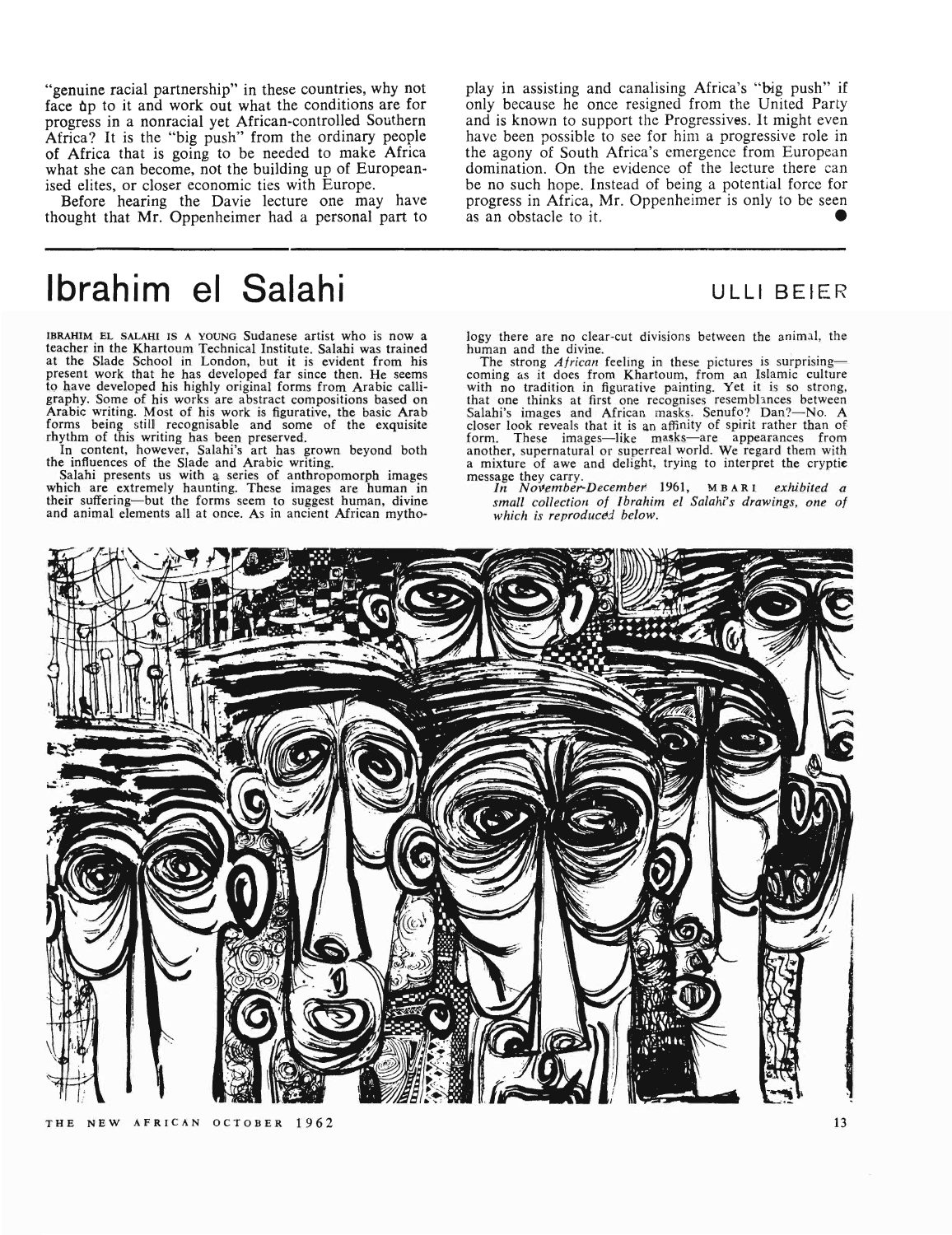"genuine racial partnership" in these countries, why not face up to it and work out what the conditions are for progress in a nonracial yet African-controlled Southern Africa? It is the "big push" from the ordinary people of Africa that is going to be needed to make Africa what she can become, not the building up of European-ised elites, or closer economic ties with Europe.

Before hearing the Davie lecture one may have thought that Mr. Oppenheimer had a personal part to play in assisting and canalising Africa's "big push" if only because he once resigned from the United Party and is known to support the Progressives. It might even have been possible to see for him a progressive role in the agony of South Africa's emergence from European domination. On the evidence of the lecture there can be no such hope. Instead of being a potential force for progress in Africa, Mr. Oppenheimer is only to be seen as an obstacle to it. ●

# Ibrahim el Salahi

ULLI BEIER

IBRAHIM EL SALAHI IS A YOUNG Sudanese artist who is now a teacher in the Khartoum Technical Institute. Salahi was trained at the Slade School in London, but it is evident from his present work that he has developed far since then. He seems to have developed his highly original forms from Arabic calligraphy. Some of his works are abstract compositions based on Arabic writing. Most of his work is figurative, the basic Arab forms being still recognisable and some of the exquisite rhythm of this writing has been preserved.

In content, however, Salahi's art has grown beyond both the influences of the Slade and Arabic writing.

Salahi presents us with a series of anthropomorph images which are extremely haunting. These images are human in their suffering—but the forms seem to suggest human, divine and animal elements all at once. As in ancient African mythology there are no clear-cut divisions between the animal, the human and the divine.

The strong *African* feeling in these pictures is surprising—coming as it does from Khartoum, from an Islamic culture with no tradition in figurative painting. Yet it is so strong, that one thinks at first one recognises resemblances between Salahi's images and African masks. Senufo? Dan?—No. A closer look reveals that it is an affinity of spirit rather than of form. These images—like masks—are appearances from another, supernatural or superreal world. We regard them with a mixture of awe and delight, trying to interpret the cryptic message they carry.

*In November-December 1961,* MBARI *exhibited a small collection of Ibrahim el Salahi's drawings, one of which is reproduced below.*